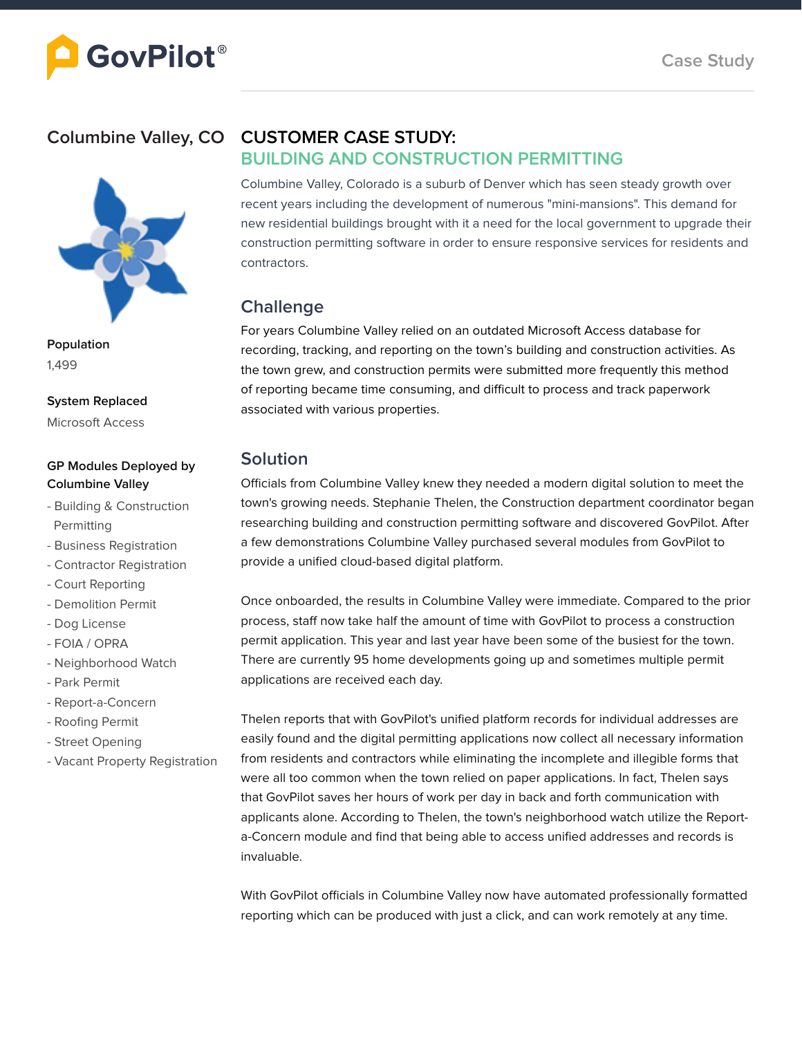GovPilot®

Case Study

## Columbine Valley, CO

**Population**

1,499

**System Replaced**

Microsoft Access

**GP Modules Deployed by Columbine Valley**

- Building & Construction Permitting
- Business Registration
- Contractor Registration
- Court Reporting
- Demolition Permit
- Dog License
- FOIA / OPRA
- Neighborhood Watch
- Park Permit
- Report-a-Concern
- Roofing Permit
- Street Opening
- Vacant Property Registration

# CUSTOMER CASE STUDY: BUILDING AND CONSTRUCTION PERMITTING

Columbine Valley, Colorado is a suburb of Denver which has seen steady growth over recent years including the development of numerous "mini-mansions". This demand for new residential buildings brought with it a need for the local government to upgrade their construction permitting software in order to ensure responsive services for residents and contractors.

## Challenge

For years Columbine Valley relied on an outdated Microsoft Access database for recording, tracking, and reporting on the town's building and construction activities. As the town grew, and construction permits were submitted more frequently this method of reporting became time consuming, and difficult to process and track paperwork associated with various properties.

## Solution

Officials from Columbine Valley knew they needed a modern digital solution to meet the town's growing needs. Stephanie Thelen, the Construction department coordinator began researching building and construction permitting software and discovered GovPilot. After a few demonstrations Columbine Valley purchased several modules from GovPilot to provide a unified cloud-based digital platform.

Once onboarded, the results in Columbine Valley were immediate. Compared to the prior process, staff now take half the amount of time with GovPilot to process a construction permit application. This year and last year have been some of the busiest for the town. There are currently 95 home developments going up and sometimes multiple permit applications are received each day.

Thelen reports that with GovPilot's unified platform records for individual addresses are easily found and the digital permitting applications now collect all necessary information from residents and contractors while eliminating the incomplete and illegible forms that were all too common when the town relied on paper applications. In fact, Thelen says that GovPilot saves her hours of work per day in back and forth communication with applicants alone. According to Thelen, the town's neighborhood watch utilize the Report-a-Concern module and find that being able to access unified addresses and records is invaluable.

With GovPilot officials in Columbine Valley now have automated professionally formatted reporting which can be produced with just a click, and can work remotely at any time.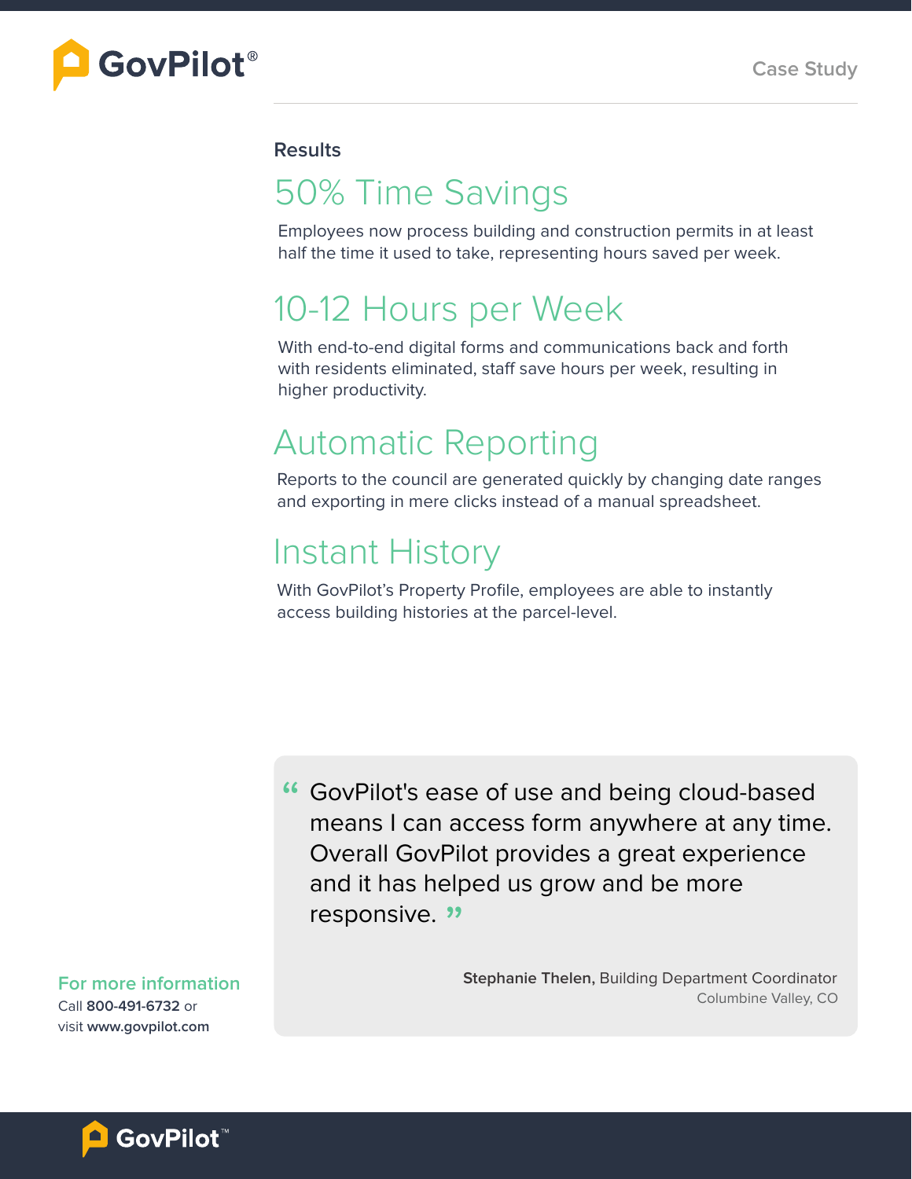## Results

### 50% Time Savings

Employees now process building and construction permits in at least half the time it used to take, representing hours saved per week.

### 10-12 Hours per Week

With end-to-end digital forms and communications back and forth with residents eliminated, staff save hours per week, resulting in higher productivity.

### Automatic Reporting

Reports to the council are generated quickly by changing date ranges and exporting in mere clicks instead of a manual spreadsheet.

### Instant History

With GovPilot's Property Profile, employees are able to instantly access building histories at the parcel-level.

> "GovPilot's ease of use and being cloud-based means I can access form anywhere at any time. Overall GovPilot provides a great experience and it has helped us grow and be more responsive."
>
> **Stephanie Thelen,** Building Department Coordinator
> Columbine Valley, CO

**For more information**

Call **800-491-6732** or
visit **www.govpilot.com**